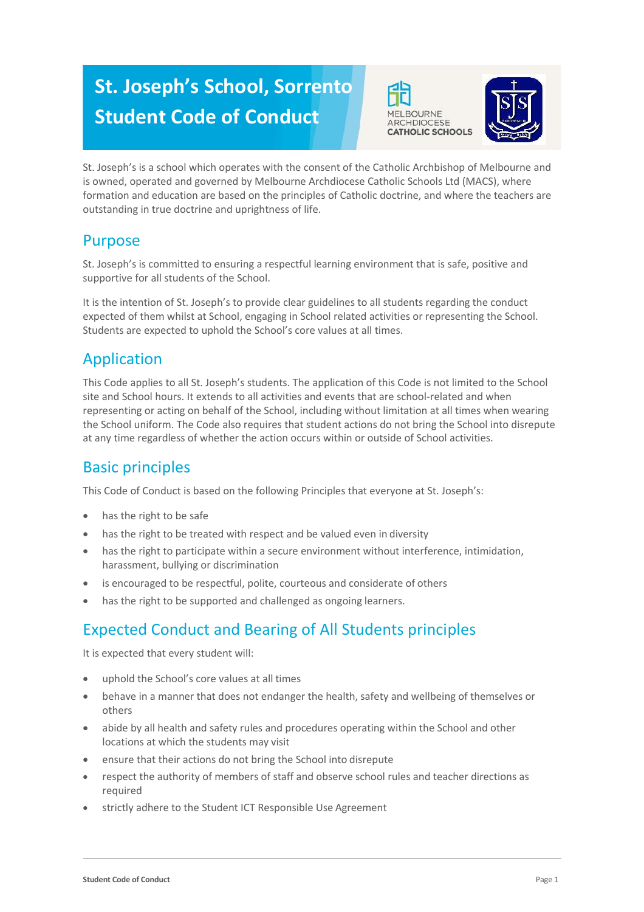# St. Joseph's School, Sorrento Student Code of Conduct

St. Joseph's is a school which operates with the consent of the Catholic Archbishop of Melbourne and is owned, operated and governed by Melbourne Archdiocese Catholic Schools Ltd (MACS), where formation and education are based on the principles of Catholic doctrine, and where the teachers are outstanding in true doctrine and uprightness of life.

## Purpose

St. Joseph's is committed to ensuring a respectful learning environment that is safe, positive and supportive for all students of the School.

It is the intention of St. Joseph's to provide clear guidelines to all students regarding the conduct expected of them whilst at School, engaging in School related activities or representing the School. Students are expected to uphold the School's core values at all times.

## Application

This Code applies to all St. Joseph's students. The application of this Code is not limited to the School site and School hours. It extends to all activities and events that are school-related and when representing or acting on behalf of the School, including without limitation at all times when wearing the School uniform. The Code also requires that student actions do not bring the School into disrepute at any time regardless of whether the action occurs within or outside of School activities.

## Basic principles

This Code of Conduct is based on the following Principles that everyone at St. Joseph's:

- has the right to be safe
- has the right to be treated with respect and be valued even in diversity
- has the right to participate within a secure environment without interference, intimidation, harassment, bullying or discrimination
- is encouraged to be respectful, polite, courteous and considerate of others
- has the right to be supported and challenged as ongoing learners.

## Expected Conduct and Bearing of All Students principles

It is expected that every student will:

- uphold the School's core values at all times
- behave in a manner that does not endanger the health, safety and wellbeing of themselves or others
- abide by all health and safety rules and procedures operating within the School and other locations at which the students may visit
- ensure that their actions do not bring the School into disrepute
- respect the authority of members of staff and observe school rules and teacher directions as required
- strictly adhere to the Student ICT Responsible Use Agreement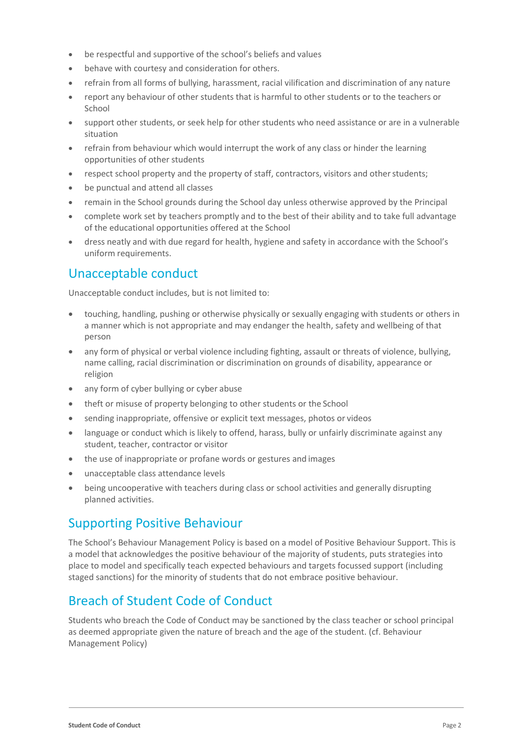- be respectful and supportive of the school's beliefs and values
- behave with courtesy and consideration for others.
- refrain from all forms of bullying, harassment, racial vilification and discrimination of any nature
- report any behaviour of other students that is harmful to other students or to the teachers or School
- support other students, or seek help for other students who need assistance or are in a vulnerable situation
- refrain from behaviour which would interrupt the work of any class or hinder the learning opportunities of other students
- respect school property and the property of staff, contractors, visitors and other students;
- be punctual and attend all classes
- remain in the School grounds during the School day unless otherwise approved by the Principal
- complete work set by teachers promptly and to the best of their ability and to take full advantage of the educational opportunities offered at the School
- dress neatly and with due regard for health, hygiene and safety in accordance with the School's uniform requirements.

## Unacceptable conduct

Unacceptable conduct includes, but is not limited to:

- touching, handling, pushing or otherwise physically or sexually engaging with students or others in a manner which is not appropriate and may endanger the health, safety and wellbeing of that person
- any form of physical or verbal violence including fighting, assault or threats of violence, bullying, name calling, racial discrimination or discrimination on grounds of disability, appearance or religion
- any form of cyber bullying or cyber abuse
- theft or misuse of property belonging to other students or the School
- sending inappropriate, offensive or explicit text messages, photos or videos
- language or conduct which is likely to offend, harass, bully or unfairly discriminate against any student, teacher, contractor or visitor
- the use of inappropriate or profane words or gestures and images
- unacceptable class attendance levels
- being uncooperative with teachers during class or school activities and generally disrupting planned activities.

## Supporting Positive Behaviour

The School's Behaviour Management Policy is based on a model of Positive Behaviour Support. This is a model that acknowledges the positive behaviour of the majority of students, puts strategies into place to model and specifically teach expected behaviours and targets focussed support (including staged sanctions) for the minority of students that do not embrace positive behaviour.

## Breach of Student Code of Conduct

Students who breach the Code of Conduct may be sanctioned by the class teacher or school principal as deemed appropriate given the nature of breach and the age of the student. (cf. Behaviour Management Policy)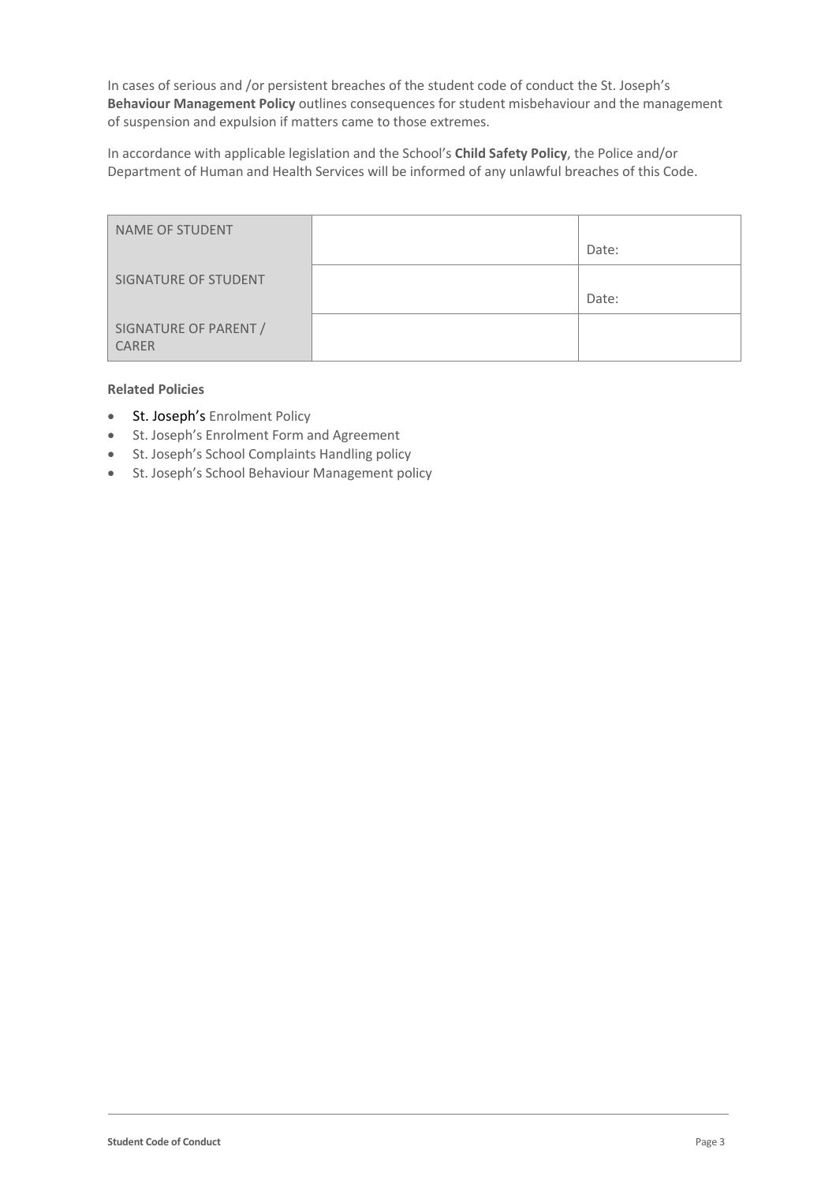In cases of serious and /or persistent breaches of the student code of conduct the St. Joseph's **Behaviour Management Policy** outlines consequences for student misbehaviour and the management of suspension and expulsion if matters came to those extremes.

In accordance with applicable legislation and the School's **Child Safety Policy**, the Police and/or Department of Human and Health Services will be informed of any unlawful breaches of this Code.

| | | |
|---|---|---|
| NAME OF STUDENT | | Date: |
| SIGNATURE OF STUDENT | | Date: |
| SIGNATURE OF PARENT / CARER | | |

**Related Policies**

- St. Joseph's Enrolment Policy
- St. Joseph's Enrolment Form and Agreement
- St. Joseph's School Complaints Handling policy
- St. Joseph's School Behaviour Management policy